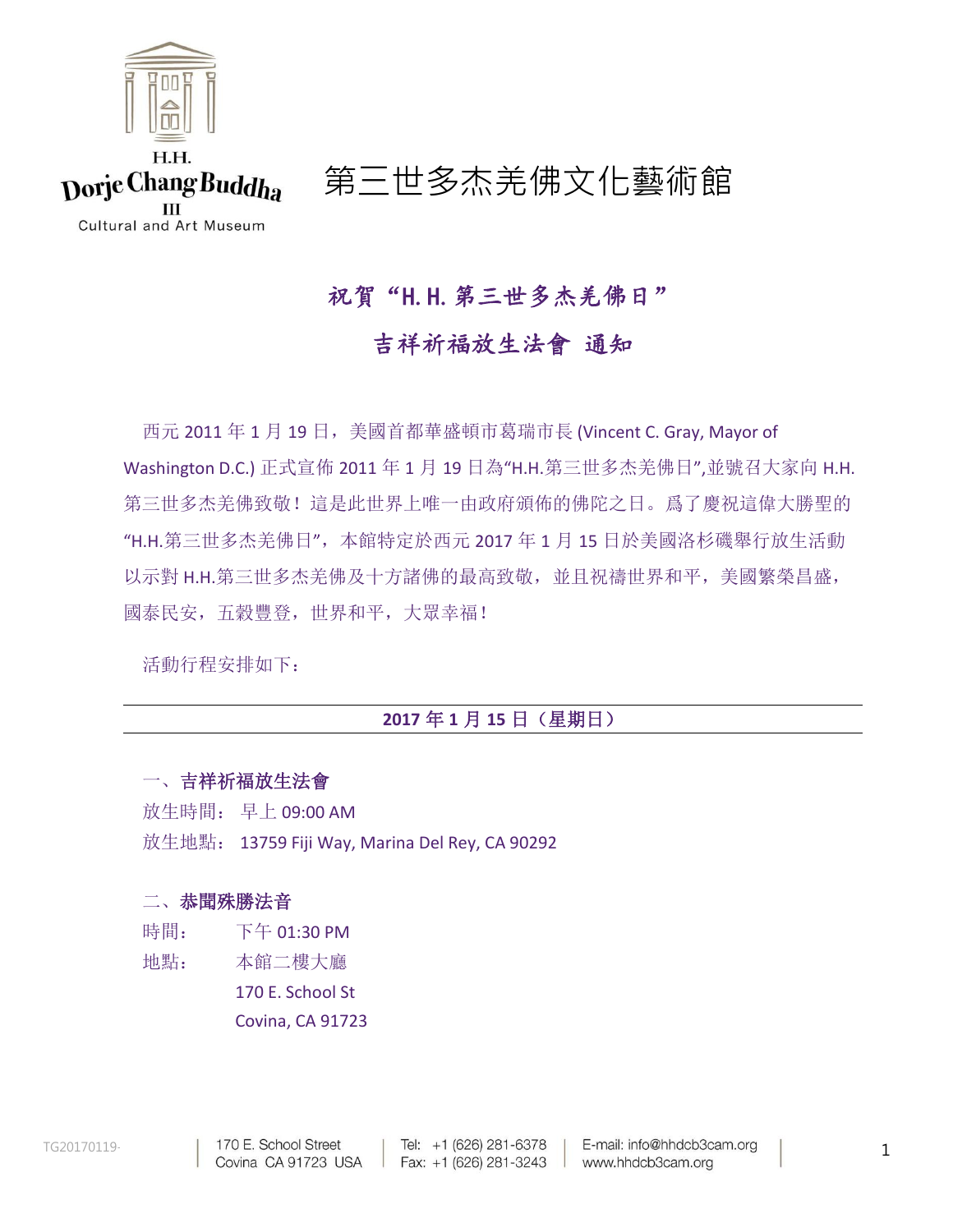H.H.
Dorje Chang Buddha
III
Cultural and Art Museum

# 第三世多杰羌佛文化藝術館

## 祝賀“H. H. 第三世多杰羌佛日”

## 吉祥祈福放生法會 通知

西元 2011 年 1 月 19 日，美國首都華盛頓市葛瑞市長 (Vincent C. Gray, Mayor of Washington D.C.) 正式宣佈 2011 年 1 月 19 日為“H.H.第三世多杰羌佛日”,並號召大家向 H.H.第三世多杰羌佛致敬！這是此世界上唯一由政府頒佈的佛陀之日。爲了慶祝這偉大勝聖的“H.H.第三世多杰羌佛日”，本館特定於西元 2017 年 1 月 15 日於美國洛杉磯舉行放生活動以示對 H.H.第三世多杰羌佛及十方諸佛的最高致敬，並且祝禱世界和平，美國繁榮昌盛，國泰民安，五穀豐登，世界和平，大眾幸福！

活動行程安排如下：

---

**2017 年 1 月 15 日（星期日）**

---

**一、吉祥祈福放生法會**

放生時間： 早上 09:00 AM

放生地點： 13759 Fiji Way, Marina Del Rey, CA 90292

**二、恭聞殊勝法音**

時間： 下午 01:30 PM

地點： 本館二樓大廳
170 E. School St
Covina, CA 91723

TG20170119-

170 E. School Street
Covina CA 91723 USA

Tel: +1 (626) 281-6378
Fax: +1 (626) 281-3243

E-mail: info@hhdcb3cam.org
www.hhdcb3cam.org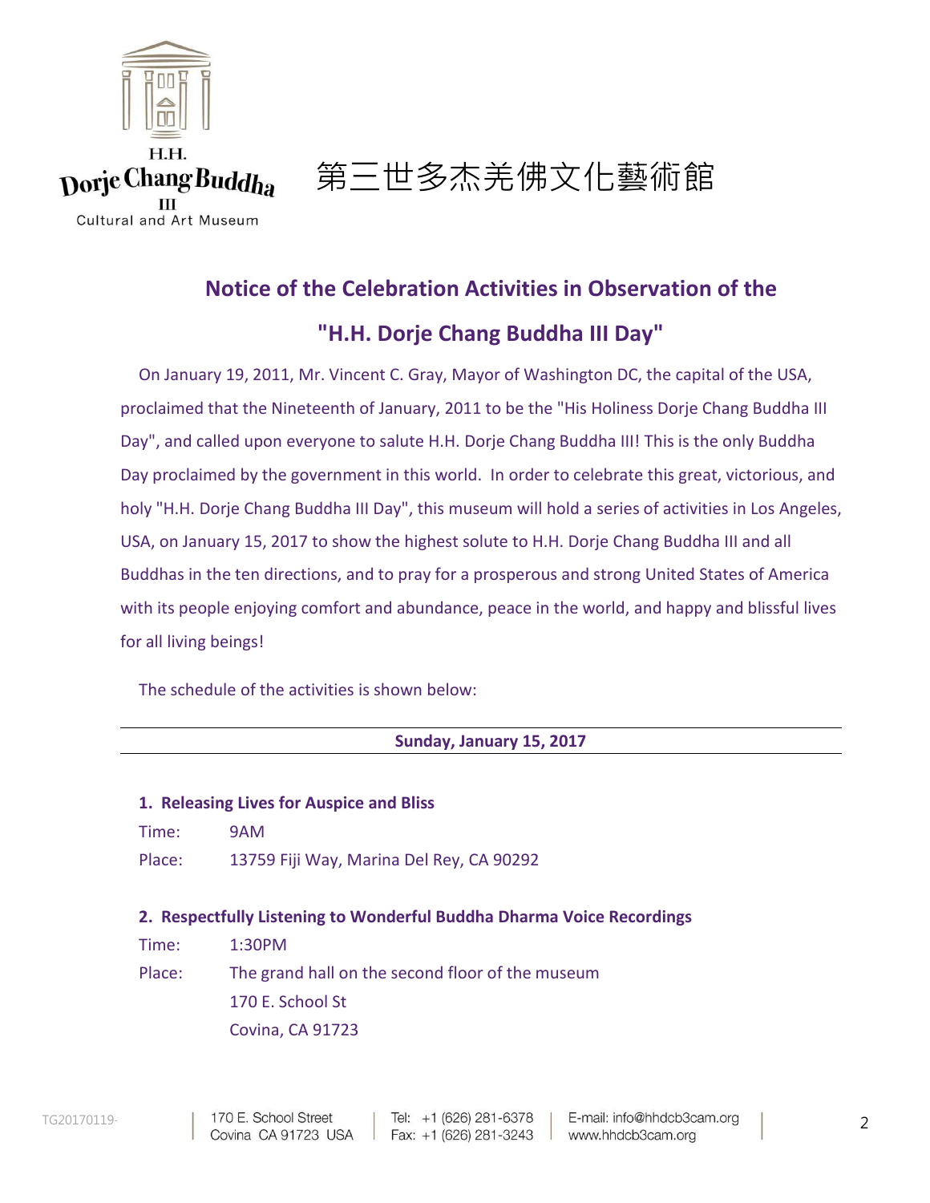H.H.
Dorje Chang Buddha
III
Cultural and Art Museum

第三世多杰羌佛文化藝術館

## Notice of the Celebration Activities in Observation of the "H.H. Dorje Chang Buddha III Day"

On January 19, 2011, Mr. Vincent C. Gray, Mayor of Washington DC, the capital of the USA, proclaimed that the Nineteenth of January, 2011 to be the "His Holiness Dorje Chang Buddha III Day", and called upon everyone to salute H.H. Dorje Chang Buddha III! This is the only Buddha Day proclaimed by the government in this world. In order to celebrate this great, victorious, and holy "H.H. Dorje Chang Buddha III Day", this museum will hold a series of activities in Los Angeles, USA, on January 15, 2017 to show the highest solute to H.H. Dorje Chang Buddha III and all Buddhas in the ten directions, and to pray for a prosperous and strong United States of America with its people enjoying comfort and abundance, peace in the world, and happy and blissful lives for all living beings!

The schedule of the activities is shown below:

---

**Sunday, January 15, 2017**

---

**1. Releasing Lives for Auspice and Bliss**

Time: 9AM

Place: 13759 Fiji Way, Marina Del Rey, CA 90292

**2. Respectfully Listening to Wonderful Buddha Dharma Voice Recordings**

Time: 1:30PM

Place: The grand hall on the second floor of the museum
170 E. School St
Covina, CA 91723

TG20170119-

170 E. School Street
Covina CA 91723 USA

Tel: +1 (626) 281-6378
Fax: +1 (626) 281-3243

E-mail: info@hhdcb3cam.org
www.hhdcb3cam.org